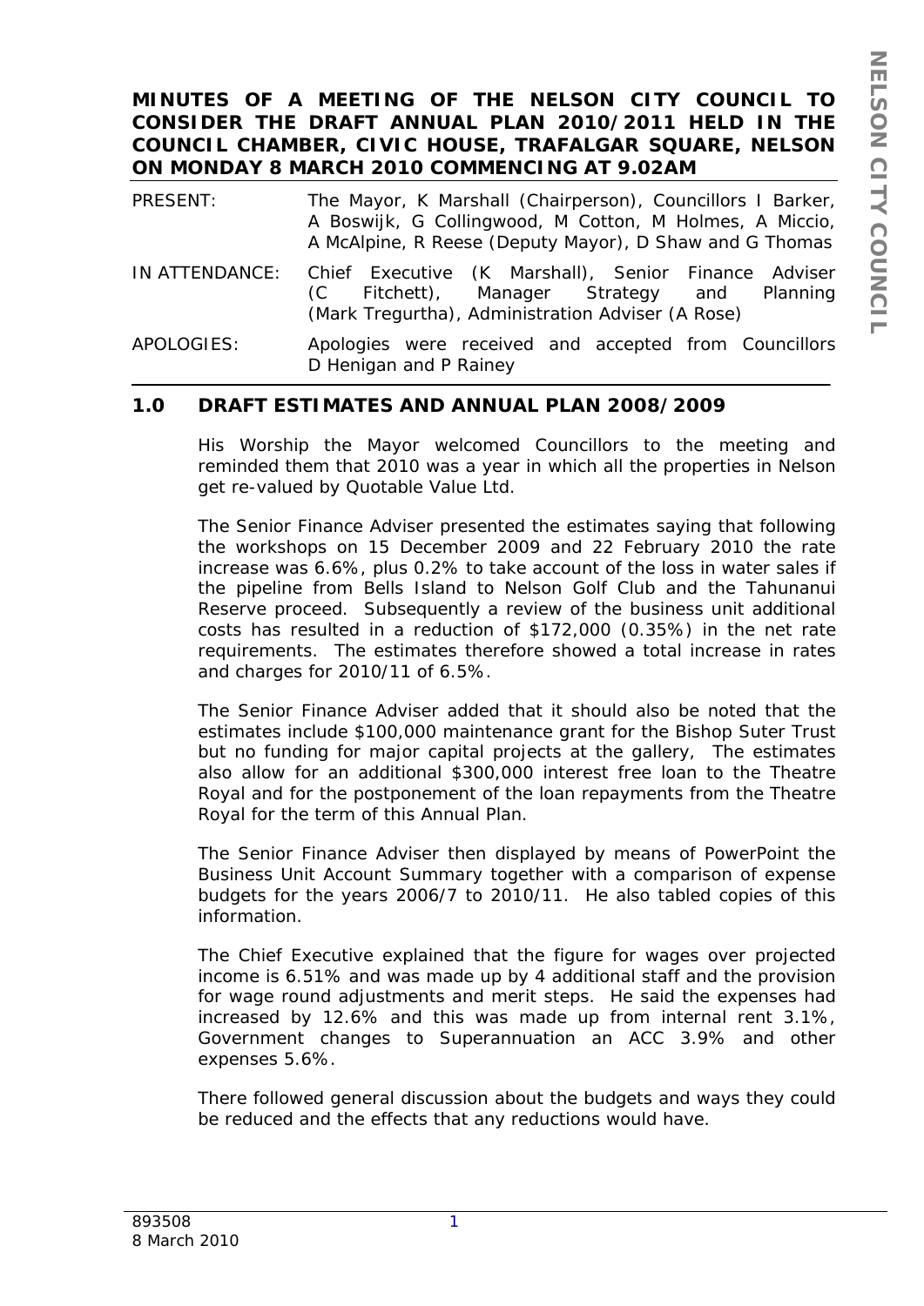**MINUTES OF A MEETING OF THE NELSON CITY COUNCIL TO CONSIDER THE DRAFT ANNUAL PLAN 2010/2011 HELD IN THE COUNCIL CHAMBER, CIVIC HOUSE, TRAFALGAR SQUARE, NELSON ON MONDAY 8 MARCH 2010 COMMENCING AT 9.02AM**

| | |
|---|---|
| PRESENT: | The Mayor, K Marshall (Chairperson), Councillors I Barker, A Boswijk, G Collingwood, M Cotton, M Holmes, A Miccio, A McAlpine, R Reese (Deputy Mayor), D Shaw and G Thomas |
| IN ATTENDANCE: | Chief Executive (K Marshall), Senior Finance Adviser (C Fitchett), Manager Strategy and Planning (Mark Tregurtha), Administration Adviser (A Rose) |
| APOLOGIES: | Apologies were received and accepted from Councillors D Henigan and P Rainey |

## 1.0 DRAFT ESTIMATES AND ANNUAL PLAN 2008/2009

His Worship the Mayor welcomed Councillors to the meeting and reminded them that 2010 was a year in which all the properties in Nelson get re-valued by Quotable Value Ltd.

The Senior Finance Adviser presented the estimates saying that following the workshops on 15 December 2009 and 22 February 2010 the rate increase was 6.6%, plus 0.2% to take account of the loss in water sales if the pipeline from Bells Island to Nelson Golf Club and the Tahunanui Reserve proceed. Subsequently a review of the business unit additional costs has resulted in a reduction of $172,000 (0.35%) in the net rate requirements. The estimates therefore showed a total increase in rates and charges for 2010/11 of 6.5%.

The Senior Finance Adviser added that it should also be noted that the estimates include $100,000 maintenance grant for the Bishop Suter Trust but no funding for major capital projects at the gallery, The estimates also allow for an additional $300,000 interest free loan to the Theatre Royal and for the postponement of the loan repayments from the Theatre Royal for the term of this Annual Plan.

The Senior Finance Adviser then displayed by means of PowerPoint the Business Unit Account Summary together with a comparison of expense budgets for the years 2006/7 to 2010/11. He also tabled copies of this information.

The Chief Executive explained that the figure for wages over projected income is 6.51% and was made up by 4 additional staff and the provision for wage round adjustments and merit steps. He said the expenses had increased by 12.6% and this was made up from internal rent 3.1%, Government changes to Superannuation an ACC 3.9% and other expenses 5.6%.

There followed general discussion about the budgets and ways they could be reduced and the effects that any reductions would have.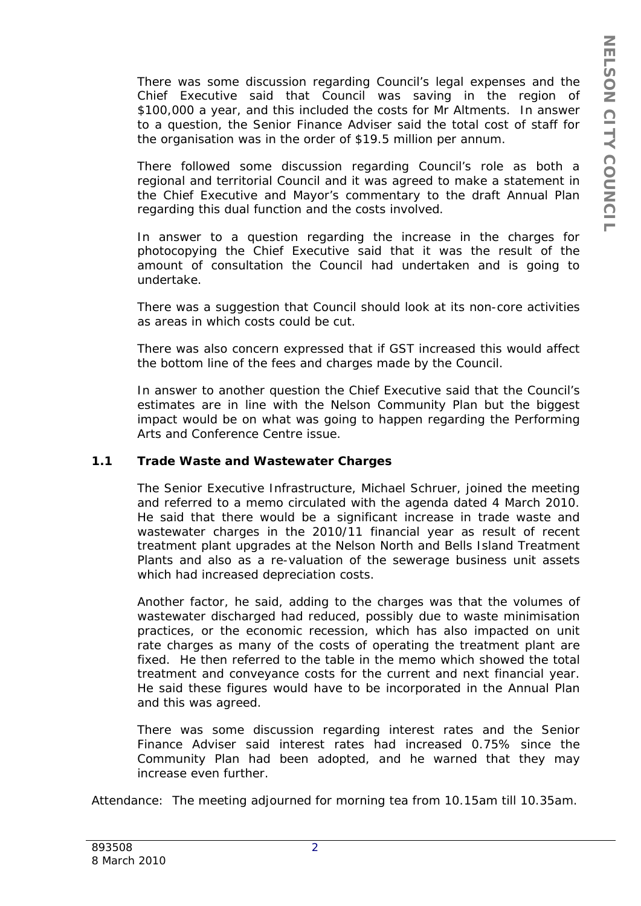There was some discussion regarding Council's legal expenses and the Chief Executive said that Council was saving in the region of $100,000 a year, and this included the costs for Mr Altments. In answer to a question, the Senior Finance Adviser said the total cost of staff for the organisation was in the order of $19.5 million per annum.

There followed some discussion regarding Council's role as both a regional and territorial Council and it was agreed to make a statement in the Chief Executive and Mayor's commentary to the draft Annual Plan regarding this dual function and the costs involved.

In answer to a question regarding the increase in the charges for photocopying the Chief Executive said that it was the result of the amount of consultation the Council had undertaken and is going to undertake.

There was a suggestion that Council should look at its non-core activities as areas in which costs could be cut.

There was also concern expressed that if GST increased this would affect the bottom line of the fees and charges made by the Council.

In answer to another question the Chief Executive said that the Council's estimates are in line with the Nelson Community Plan but the biggest impact would be on what was going to happen regarding the Performing Arts and Conference Centre issue.

### 1.1 Trade Waste and Wastewater Charges

The Senior Executive Infrastructure, Michael Schruer, joined the meeting and referred to a memo circulated with the agenda dated 4 March 2010. He said that there would be a significant increase in trade waste and wastewater charges in the 2010/11 financial year as result of recent treatment plant upgrades at the Nelson North and Bells Island Treatment Plants and also as a re-valuation of the sewerage business unit assets which had increased depreciation costs.

Another factor, he said, adding to the charges was that the volumes of wastewater discharged had reduced, possibly due to waste minimisation practices, or the economic recession, which has also impacted on unit rate charges as many of the costs of operating the treatment plant are fixed. He then referred to the table in the memo which showed the total treatment and conveyance costs for the current and next financial year. He said these figures would have to be incorporated in the Annual Plan and this was agreed.

There was some discussion regarding interest rates and the Senior Finance Adviser said interest rates had increased 0.75% since the Community Plan had been adopted, and he warned that they may increase even further.

Attendance: The meeting adjourned for morning tea from 10.15am till 10.35am.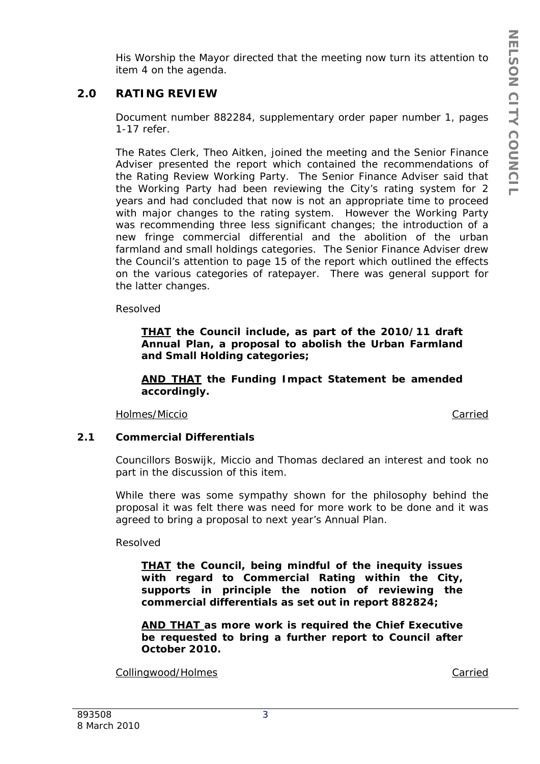His Worship the Mayor directed that the meeting now turn its attention to item 4 on the agenda.

## 2.0 RATING REVIEW

Document number 882284, supplementary order paper number 1, pages 1-17 refer.

The Rates Clerk, Theo Aitken, joined the meeting and the Senior Finance Adviser presented the report which contained the recommendations of the Rating Review Working Party. The Senior Finance Adviser said that the Working Party had been reviewing the City's rating system for 2 years and had concluded that now is not an appropriate time to proceed with major changes to the rating system. However the Working Party was recommending three less significant changes; the introduction of a new fringe commercial differential and the abolition of the urban farmland and small holdings categories. The Senior Finance Adviser drew the Council's attention to page 15 of the report which outlined the effects on the various categories of ratepayer. There was general support for the latter changes.

Resolved

> **THAT the Council include, as part of the 2010/11 draft Annual Plan, a proposal to abolish the Urban Farmland and Small Holding categories;**
>
> **AND THAT the Funding Impact Statement be amended accordingly.**

Holmes/Miccio — Carried

### 2.1 Commercial Differentials

Councillors Boswijk, Miccio and Thomas declared an interest and took no part in the discussion of this item.

While there was some sympathy shown for the philosophy behind the proposal it was felt there was need for more work to be done and it was agreed to bring a proposal to next year's Annual Plan.

Resolved

> **THAT the Council, being mindful of the inequity issues with regard to Commercial Rating within the City, supports in principle the notion of reviewing the commercial differentials as set out in report 882824;**
>
> **AND THAT as more work is required the Chief Executive be requested to bring a further report to Council after October 2010.**

Collingwood/Holmes — Carried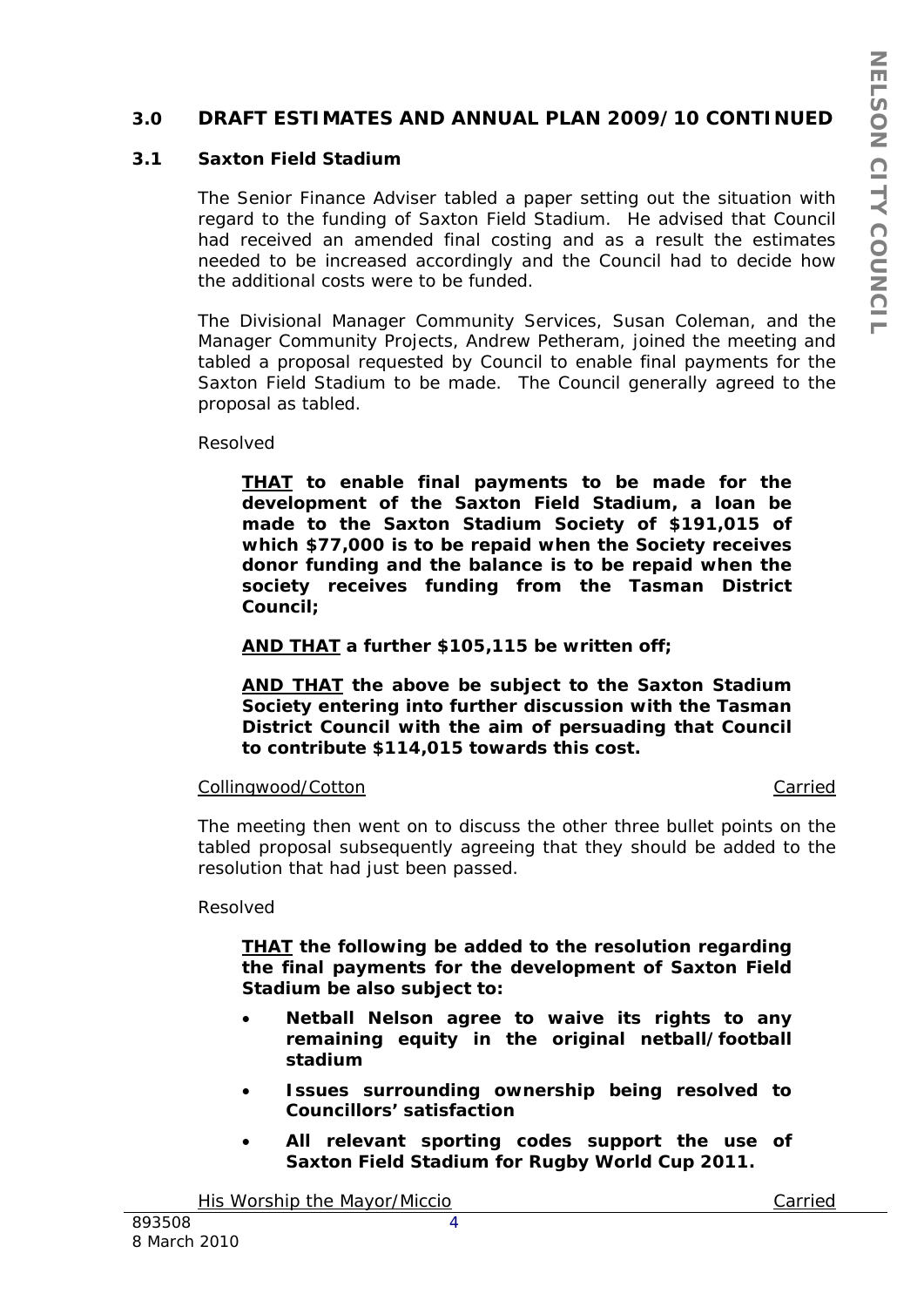## 3.0 DRAFT ESTIMATES AND ANNUAL PLAN 2009/10 CONTINUED

### 3.1 Saxton Field Stadium

The Senior Finance Adviser tabled a paper setting out the situation with regard to the funding of Saxton Field Stadium. He advised that Council had received an amended final costing and as a result the estimates needed to be increased accordingly and the Council had to decide how the additional costs were to be funded.

The Divisional Manager Community Services, Susan Coleman, and the Manager Community Projects, Andrew Petheram, joined the meeting and tabled a proposal requested by Council to enable final payments for the Saxton Field Stadium to be made. The Council generally agreed to the proposal as tabled.

Resolved

> **<u>THAT</u> to enable final payments to be made for the development of the Saxton Field Stadium, a loan be made to the Saxton Stadium Society of $191,015 of which $77,000 is to be repaid when the Society receives donor funding and the balance is to be repaid when the society receives funding from the Tasman District Council;**
>
> **<u>AND THAT</u> a further $105,115 be written off;**
>
> **<u>AND THAT</u> the above be subject to the Saxton Stadium Society entering into further discussion with the Tasman District Council with the aim of persuading that Council to contribute $114,015 towards this cost.**

<u>Collingwood/Cotton</u> <u>Carried</u>

The meeting then went on to discuss the other three bullet points on the tabled proposal subsequently agreeing that they should be added to the resolution that had just been passed.

Resolved

> **<u>THAT</u> the following be added to the resolution regarding the final payments for the development of Saxton Field Stadium be also subject to:**
>
> - **Netball Nelson agree to waive its rights to any remaining equity in the original netball/football stadium**
> - **Issues surrounding ownership being resolved to Councillors' satisfaction**
> - **All relevant sporting codes support the use of Saxton Field Stadium for Rugby World Cup 2011.**

<u>His Worship the Mayor/Miccio</u> <u>Carried</u>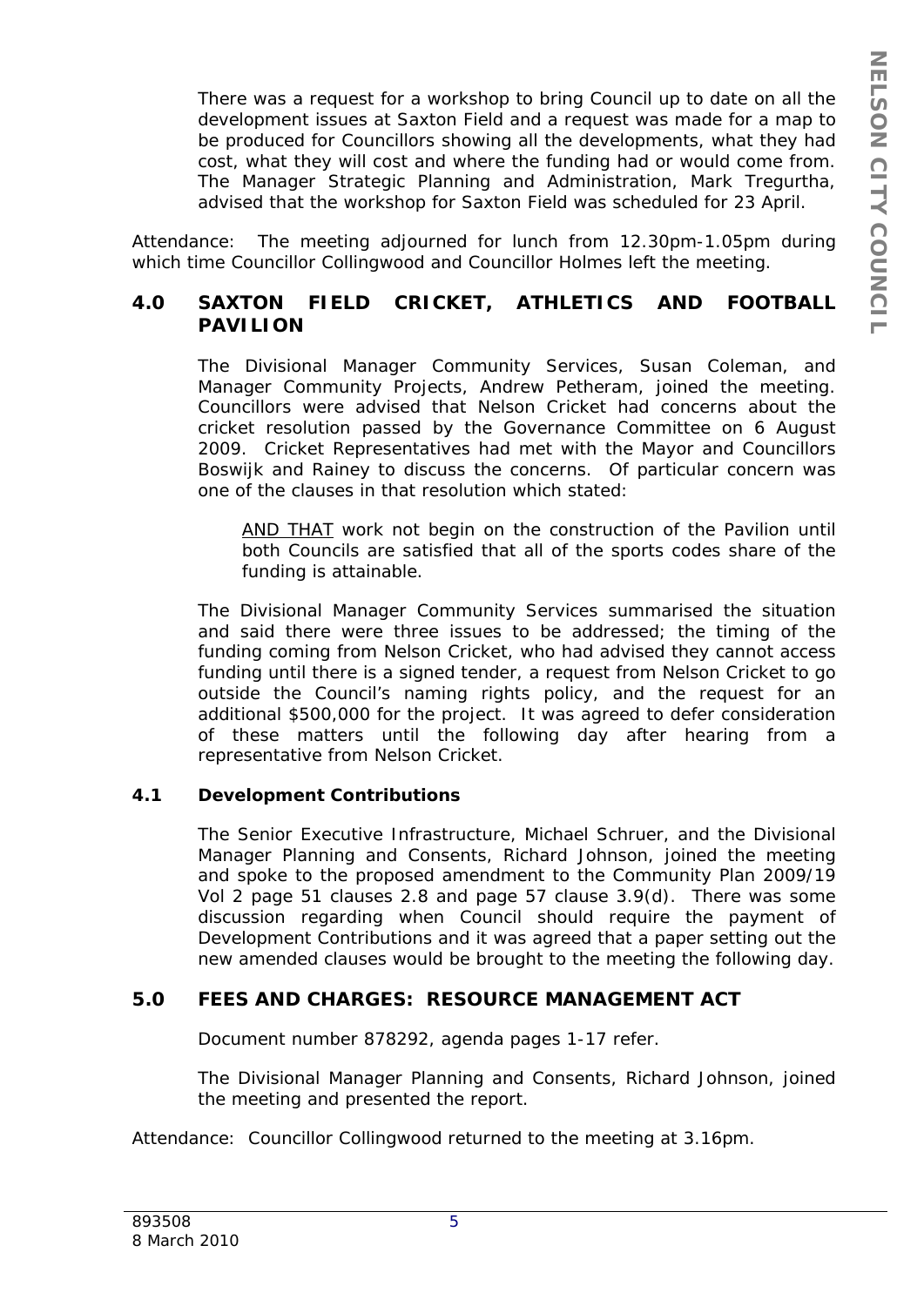There was a request for a workshop to bring Council up to date on all the development issues at Saxton Field and a request was made for a map to be produced for Councillors showing all the developments, what they had cost, what they will cost and where the funding had or would come from. The Manager Strategic Planning and Administration, Mark Tregurtha, advised that the workshop for Saxton Field was scheduled for 23 April.

Attendance: The meeting adjourned for lunch from 12.30pm-1.05pm during which time Councillor Collingwood and Councillor Holmes left the meeting.

## 4.0 SAXTON FIELD CRICKET, ATHLETICS AND FOOTBALL PAVILION

The Divisional Manager Community Services, Susan Coleman, and Manager Community Projects, Andrew Petheram, joined the meeting. Councillors were advised that Nelson Cricket had concerns about the cricket resolution passed by the Governance Committee on 6 August 2009. Cricket Representatives had met with the Mayor and Councillors Boswijk and Rainey to discuss the concerns. Of particular concern was one of the clauses in that resolution which stated:

> AND THAT work not begin on the construction of the Pavilion until both Councils are satisfied that all of the sports codes share of the funding is attainable.

The Divisional Manager Community Services summarised the situation and said there were three issues to be addressed; the timing of the funding coming from Nelson Cricket, who had advised they cannot access funding until there is a signed tender, a request from Nelson Cricket to go outside the Council's naming rights policy, and the request for an additional $500,000 for the project. It was agreed to defer consideration of these matters until the following day after hearing from a representative from Nelson Cricket.

### 4.1 Development Contributions

The Senior Executive Infrastructure, Michael Schruer, and the Divisional Manager Planning and Consents, Richard Johnson, joined the meeting and spoke to the proposed amendment to the Community Plan 2009/19 Vol 2 page 51 clauses 2.8 and page 57 clause 3.9(d). There was some discussion regarding when Council should require the payment of Development Contributions and it was agreed that a paper setting out the new amended clauses would be brought to the meeting the following day.

## 5.0 FEES AND CHARGES: RESOURCE MANAGEMENT ACT

Document number 878292, agenda pages 1-17 refer.

The Divisional Manager Planning and Consents, Richard Johnson, joined the meeting and presented the report.

Attendance: Councillor Collingwood returned to the meeting at 3.16pm.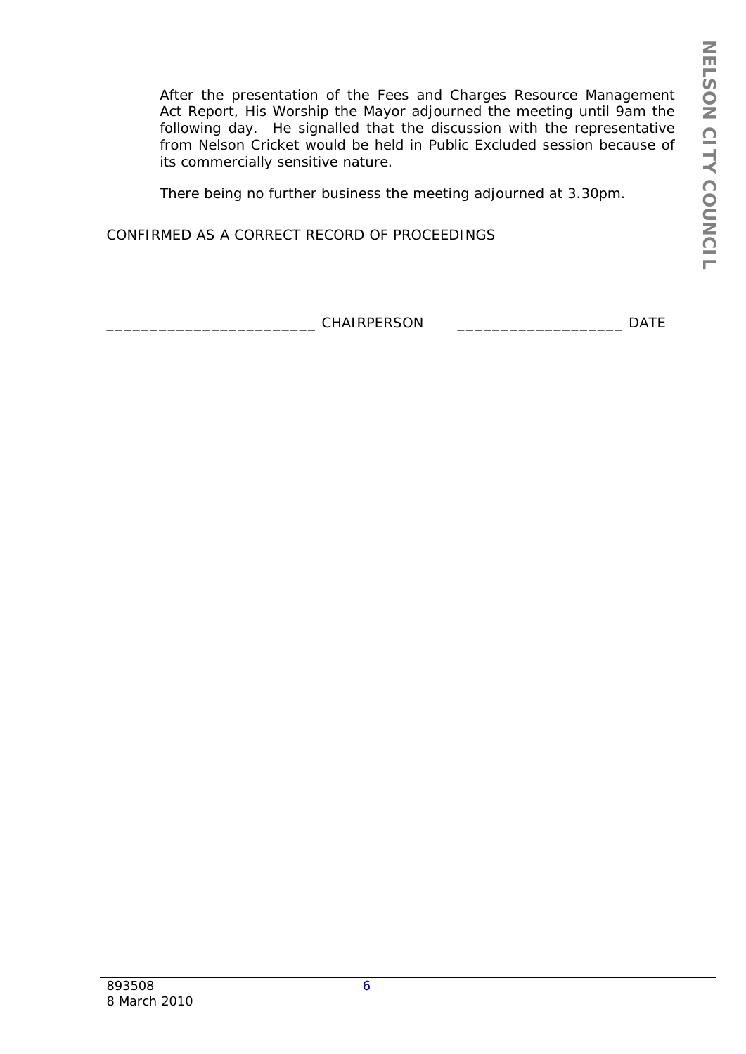After the presentation of the Fees and Charges Resource Management Act Report, His Worship the Mayor adjourned the meeting until 9am the following day. He signalled that the discussion with the representative from Nelson Cricket would be held in Public Excluded session because of its commercially sensitive nature.

There being no further business the meeting adjourned at 3.30pm.

CONFIRMED AS A CORRECT RECORD OF PROCEEDINGS

________________________ CHAIRPERSON ___________________ DATE